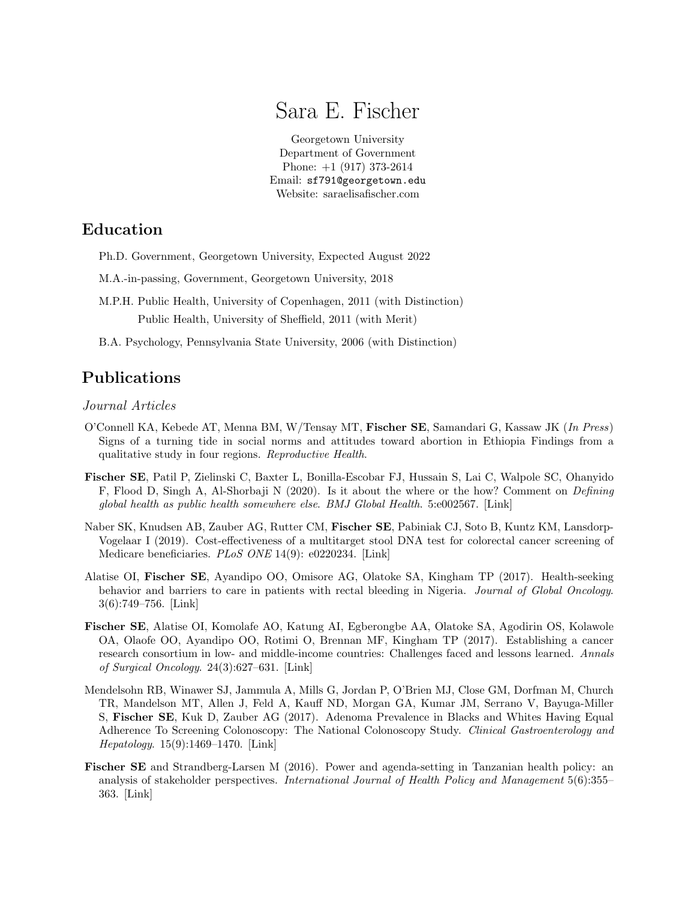# Sara E. Fischer

Georgetown University
Department of Government
Phone: +1 (917) 373-2614
Email: `sf791@georgetown.edu`
Website: saraelisafischer.com

## Education

Ph.D. Government, Georgetown University, Expected August 2022

M.A.-in-passing, Government, Georgetown University, 2018

M.P.H. Public Health, University of Copenhagen, 2011 (with Distinction)
Public Health, University of Sheffield, 2011 (with Merit)

B.A. Psychology, Pennsylvania State University, 2006 (with Distinction)

## Publications

### *Journal Articles*

O'Connell KA, Kebede AT, Menna BM, W/Tensay MT, **Fischer SE**, Samandari G, Kassaw JK (*In Press*) Signs of a turning tide in social norms and attitudes toward abortion in Ethiopia Findings from a qualitative study in four regions. *Reproductive Health*.

**Fischer SE**, Patil P, Zielinski C, Baxter L, Bonilla-Escobar FJ, Hussain S, Lai C, Walpole SC, Ohanyido F, Flood D, Singh A, Al-Shorbaji N (2020). Is it about the where or the how? Comment on *Defining global health as public health somewhere else*. *BMJ Global Health*. 5:e002567. [Link]

Naber SK, Knudsen AB, Zauber AG, Rutter CM, **Fischer SE**, Pabiniak CJ, Soto B, Kuntz KM, Lansdorp-Vogelaar I (2019). Cost-effectiveness of a multitarget stool DNA test for colorectal cancer screening of Medicare beneficiaries. *PLoS ONE* 14(9): e0220234. [Link]

Alatise OI, **Fischer SE**, Ayandipo OO, Omisore AG, Olatoke SA, Kingham TP (2017). Health-seeking behavior and barriers to care in patients with rectal bleeding in Nigeria. *Journal of Global Oncology*. 3(6):749–756. [Link]

**Fischer SE**, Alatise OI, Komolafe AO, Katung AI, Egberongbe AA, Olatoke SA, Agodirin OS, Kolawole OA, Olaofe OO, Ayandipo OO, Rotimi O, Brennan MF, Kingham TP (2017). Establishing a cancer research consortium in low- and middle-income countries: Challenges faced and lessons learned. *Annals of Surgical Oncology*. 24(3):627–631. [Link]

Mendelsohn RB, Winawer SJ, Jammula A, Mills G, Jordan P, O'Brien MJ, Close GM, Dorfman M, Church TR, Mandelson MT, Allen J, Feld A, Kauff ND, Morgan GA, Kumar JM, Serrano V, Bayuga-Miller S, **Fischer SE**, Kuk D, Zauber AG (2017). Adenoma Prevalence in Blacks and Whites Having Equal Adherence To Screening Colonoscopy: The National Colonoscopy Study. *Clinical Gastroenterology and Hepatology*. 15(9):1469–1470. [Link]

**Fischer SE** and Strandberg-Larsen M (2016). Power and agenda-setting in Tanzanian health policy: an analysis of stakeholder perspectives. *International Journal of Health Policy and Management* 5(6):355–363. [Link]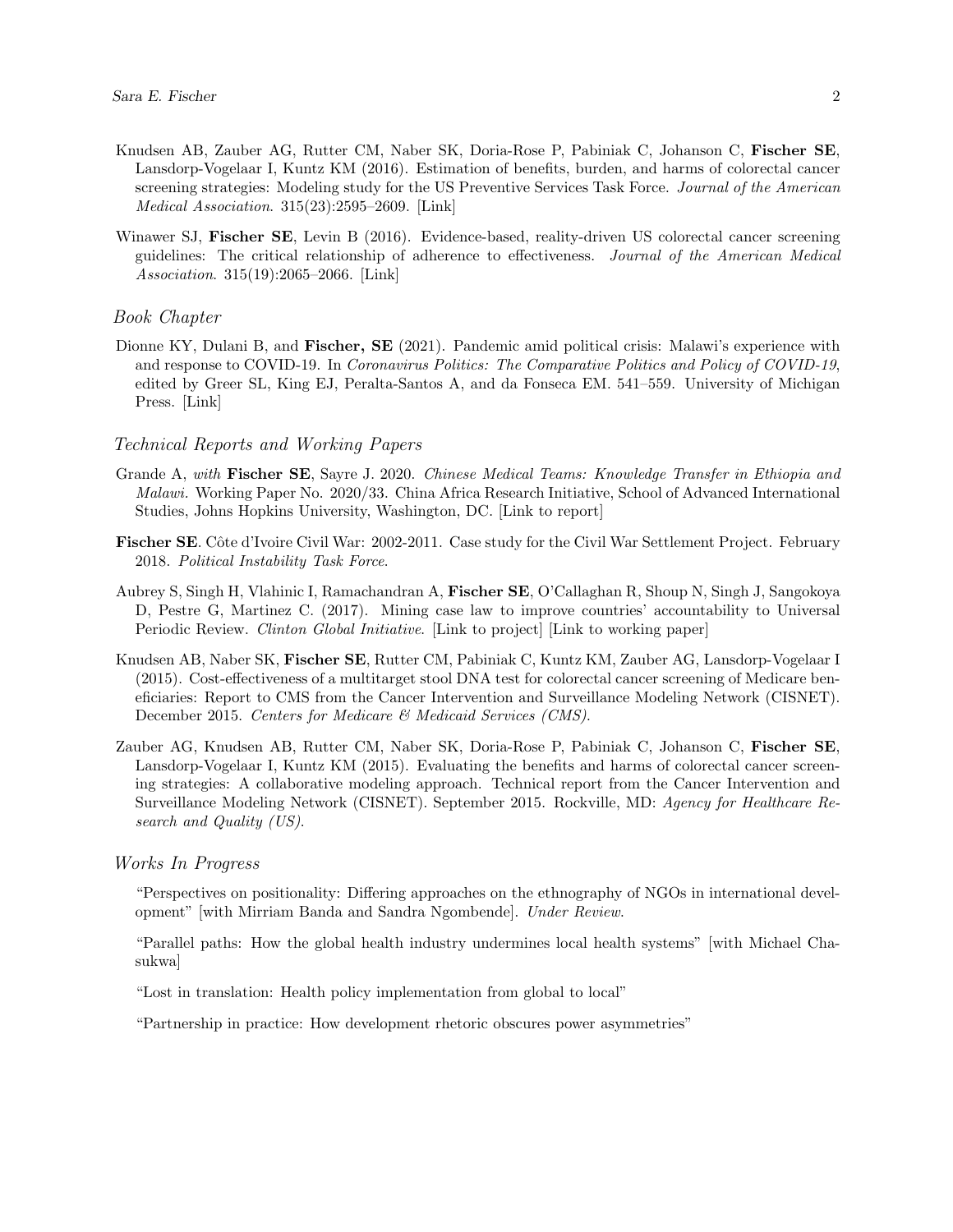Knudsen AB, Zauber AG, Rutter CM, Naber SK, Doria-Rose P, Pabiniak C, Johanson C, **Fischer SE**, Lansdorp-Vogelaar I, Kuntz KM (2016). Estimation of benefits, burden, and harms of colorectal cancer screening strategies: Modeling study for the US Preventive Services Task Force. *Journal of the American Medical Association*. 315(23):2595–2609. [Link]

Winawer SJ, **Fischer SE**, Levin B (2016). Evidence-based, reality-driven US colorectal cancer screening guidelines: The critical relationship of adherence to effectiveness. *Journal of the American Medical Association*. 315(19):2065–2066. [Link]

### *Book Chapter*

Dionne KY, Dulani B, and **Fischer, SE** (2021). Pandemic amid political crisis: Malawi's experience with and response to COVID-19. In *Coronavirus Politics: The Comparative Politics and Policy of COVID-19*, edited by Greer SL, King EJ, Peralta-Santos A, and da Fonseca EM. 541–559. University of Michigan Press. [Link]

### *Technical Reports and Working Papers*

Grande A, *with* **Fischer SE**, Sayre J. 2020. *Chinese Medical Teams: Knowledge Transfer in Ethiopia and Malawi.* Working Paper No. 2020/33. China Africa Research Initiative, School of Advanced International Studies, Johns Hopkins University, Washington, DC. [Link to report]

**Fischer SE**. Côte d'Ivoire Civil War: 2002-2011. Case study for the Civil War Settlement Project. February 2018. *Political Instability Task Force*.

Aubrey S, Singh H, Vlahinic I, Ramachandran A, **Fischer SE**, O'Callaghan R, Shoup N, Singh J, Sangokoya D, Pestre G, Martinez C. (2017). Mining case law to improve countries' accountability to Universal Periodic Review. *Clinton Global Initiative*. [Link to project] [Link to working paper]

Knudsen AB, Naber SK, **Fischer SE**, Rutter CM, Pabiniak C, Kuntz KM, Zauber AG, Lansdorp-Vogelaar I (2015). Cost-effectiveness of a multitarget stool DNA test for colorectal cancer screening of Medicare beneficiaries: Report to CMS from the Cancer Intervention and Surveillance Modeling Network (CISNET). December 2015. *Centers for Medicare & Medicaid Services (CMS)*.

Zauber AG, Knudsen AB, Rutter CM, Naber SK, Doria-Rose P, Pabiniak C, Johanson C, **Fischer SE**, Lansdorp-Vogelaar I, Kuntz KM (2015). Evaluating the benefits and harms of colorectal cancer screening strategies: A collaborative modeling approach. Technical report from the Cancer Intervention and Surveillance Modeling Network (CISNET). September 2015. Rockville, MD: *Agency for Healthcare Research and Quality (US)*.

### *Works In Progress*

"Perspectives on positionality: Differing approaches on the ethnography of NGOs in international development" [with Mirriam Banda and Sandra Ngombende]. *Under Review*.

"Parallel paths: How the global health industry undermines local health systems" [with Michael Chasukwa]

"Lost in translation: Health policy implementation from global to local"

"Partnership in practice: How development rhetoric obscures power asymmetries"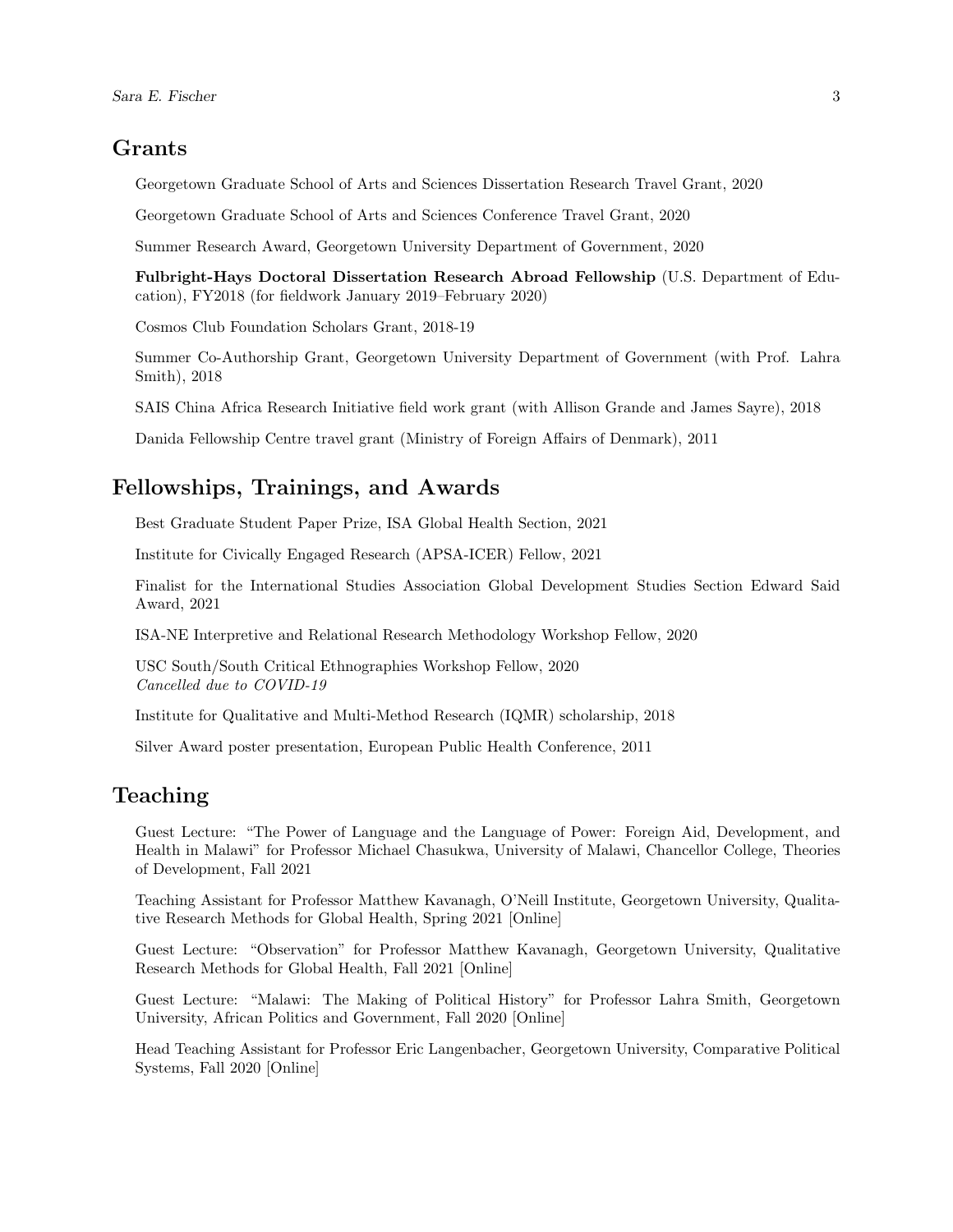## Grants

Georgetown Graduate School of Arts and Sciences Dissertation Research Travel Grant, 2020

Georgetown Graduate School of Arts and Sciences Conference Travel Grant, 2020

Summer Research Award, Georgetown University Department of Government, 2020

**Fulbright-Hays Doctoral Dissertation Research Abroad Fellowship** (U.S. Department of Education), FY2018 (for fieldwork January 2019–February 2020)

Cosmos Club Foundation Scholars Grant, 2018-19

Summer Co-Authorship Grant, Georgetown University Department of Government (with Prof. Lahra Smith), 2018

SAIS China Africa Research Initiative field work grant (with Allison Grande and James Sayre), 2018

Danida Fellowship Centre travel grant (Ministry of Foreign Affairs of Denmark), 2011

## Fellowships, Trainings, and Awards

Best Graduate Student Paper Prize, ISA Global Health Section, 2021

Institute for Civically Engaged Research (APSA-ICER) Fellow, 2021

Finalist for the International Studies Association Global Development Studies Section Edward Said Award, 2021

ISA-NE Interpretive and Relational Research Methodology Workshop Fellow, 2020

USC South/South Critical Ethnographies Workshop Fellow, 2020
*Cancelled due to COVID-19*

Institute for Qualitative and Multi-Method Research (IQMR) scholarship, 2018

Silver Award poster presentation, European Public Health Conference, 2011

## Teaching

Guest Lecture: "The Power of Language and the Language of Power: Foreign Aid, Development, and Health in Malawi" for Professor Michael Chasukwa, University of Malawi, Chancellor College, Theories of Development, Fall 2021

Teaching Assistant for Professor Matthew Kavanagh, O'Neill Institute, Georgetown University, Qualitative Research Methods for Global Health, Spring 2021 [Online]

Guest Lecture: "Observation" for Professor Matthew Kavanagh, Georgetown University, Qualitative Research Methods for Global Health, Fall 2021 [Online]

Guest Lecture: "Malawi: The Making of Political History" for Professor Lahra Smith, Georgetown University, African Politics and Government, Fall 2020 [Online]

Head Teaching Assistant for Professor Eric Langenbacher, Georgetown University, Comparative Political Systems, Fall 2020 [Online]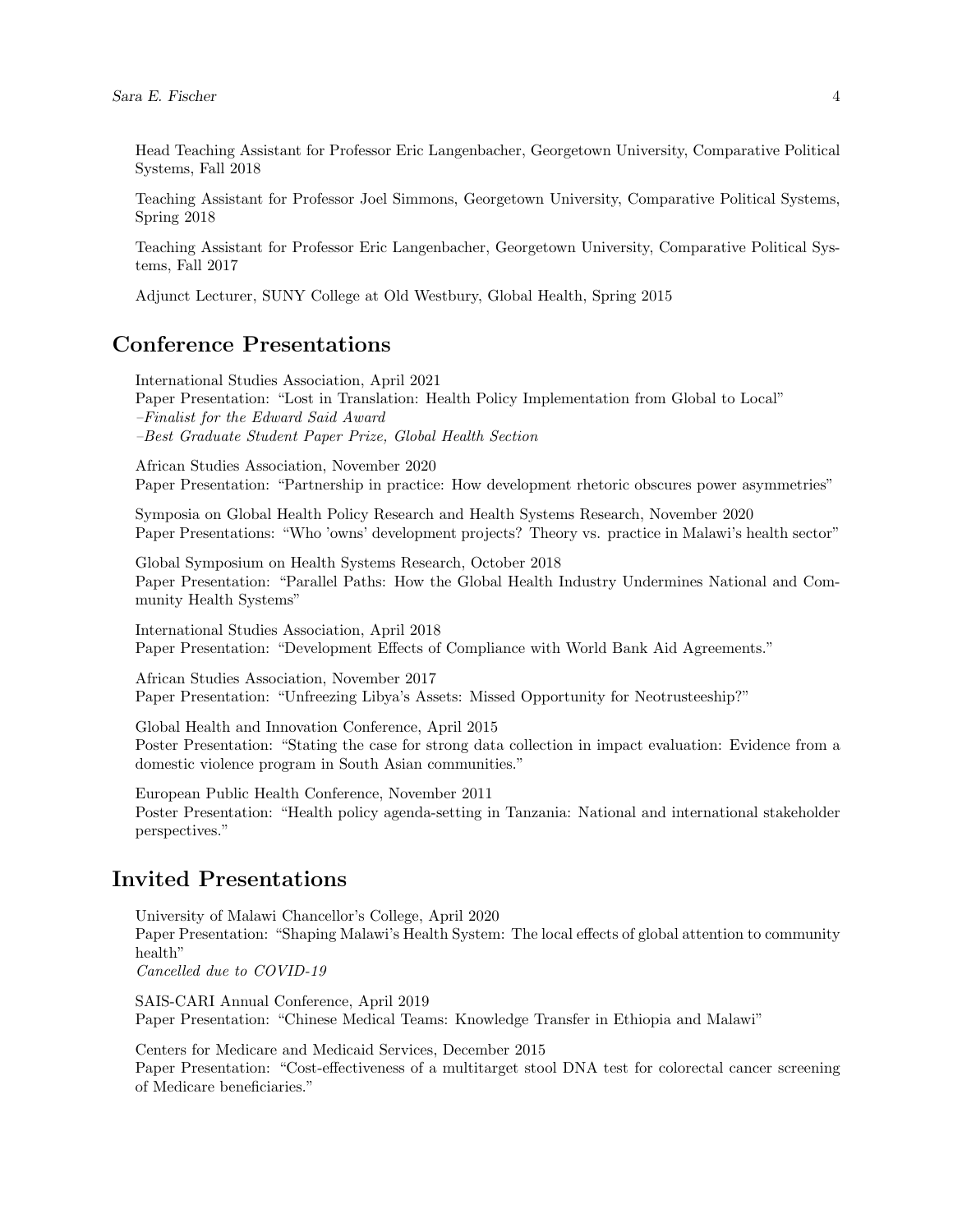Head Teaching Assistant for Professor Eric Langenbacher, Georgetown University, Comparative Political Systems, Fall 2018

Teaching Assistant for Professor Joel Simmons, Georgetown University, Comparative Political Systems, Spring 2018

Teaching Assistant for Professor Eric Langenbacher, Georgetown University, Comparative Political Systems, Fall 2017

Adjunct Lecturer, SUNY College at Old Westbury, Global Health, Spring 2015

## Conference Presentations

International Studies Association, April 2021
Paper Presentation: "Lost in Translation: Health Policy Implementation from Global to Local"
*–Finalist for the Edward Said Award*
*–Best Graduate Student Paper Prize, Global Health Section*

African Studies Association, November 2020
Paper Presentation: "Partnership in practice: How development rhetoric obscures power asymmetries"

Symposia on Global Health Policy Research and Health Systems Research, November 2020
Paper Presentations: "Who 'owns' development projects? Theory vs. practice in Malawi's health sector"

Global Symposium on Health Systems Research, October 2018
Paper Presentation: "Parallel Paths: How the Global Health Industry Undermines National and Community Health Systems"

International Studies Association, April 2018
Paper Presentation: "Development Effects of Compliance with World Bank Aid Agreements."

African Studies Association, November 2017
Paper Presentation: "Unfreezing Libya's Assets: Missed Opportunity for Neotrusteeship?"

Global Health and Innovation Conference, April 2015
Poster Presentation: "Stating the case for strong data collection in impact evaluation: Evidence from a domestic violence program in South Asian communities."

European Public Health Conference, November 2011
Poster Presentation: "Health policy agenda-setting in Tanzania: National and international stakeholder perspectives."

## Invited Presentations

University of Malawi Chancellor's College, April 2020
Paper Presentation: "Shaping Malawi's Health System: The local effects of global attention to community health"
*Cancelled due to COVID-19*

SAIS-CARI Annual Conference, April 2019
Paper Presentation: "Chinese Medical Teams: Knowledge Transfer in Ethiopia and Malawi"

Centers for Medicare and Medicaid Services, December 2015
Paper Presentation: "Cost-effectiveness of a multitarget stool DNA test for colorectal cancer screening of Medicare beneficiaries."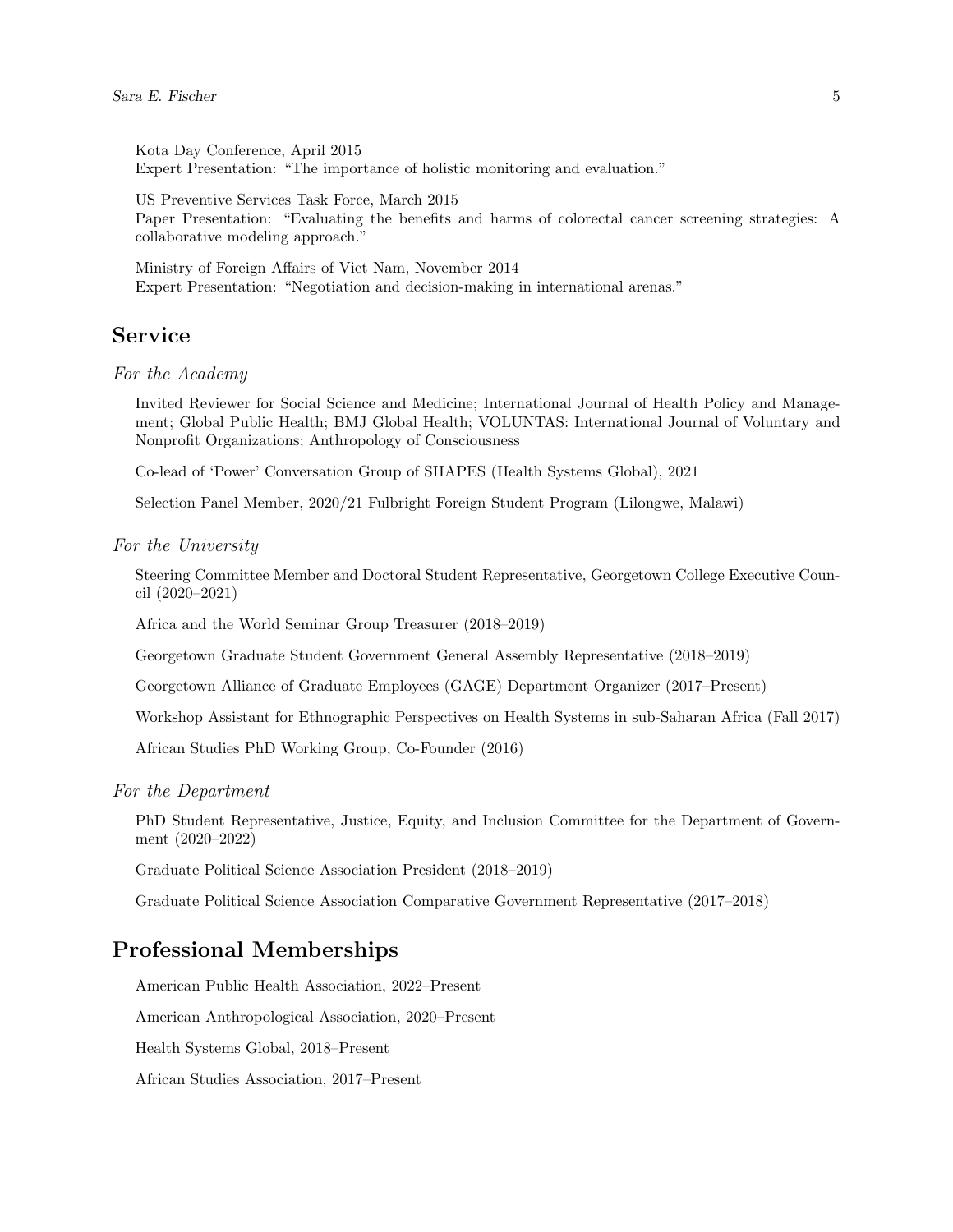Kota Day Conference, April 2015
Expert Presentation: "The importance of holistic monitoring and evaluation."

US Preventive Services Task Force, March 2015
Paper Presentation: "Evaluating the benefits and harms of colorectal cancer screening strategies: A collaborative modeling approach."

Ministry of Foreign Affairs of Viet Nam, November 2014
Expert Presentation: "Negotiation and decision-making in international arenas."

## Service

### *For the Academy*

Invited Reviewer for Social Science and Medicine; International Journal of Health Policy and Management; Global Public Health; BMJ Global Health; VOLUNTAS: International Journal of Voluntary and Nonprofit Organizations; Anthropology of Consciousness

Co-lead of 'Power' Conversation Group of SHAPES (Health Systems Global), 2021

Selection Panel Member, 2020/21 Fulbright Foreign Student Program (Lilongwe, Malawi)

### *For the University*

Steering Committee Member and Doctoral Student Representative, Georgetown College Executive Council (2020–2021)

Africa and the World Seminar Group Treasurer (2018–2019)

Georgetown Graduate Student Government General Assembly Representative (2018–2019)

Georgetown Alliance of Graduate Employees (GAGE) Department Organizer (2017–Present)

Workshop Assistant for Ethnographic Perspectives on Health Systems in sub-Saharan Africa (Fall 2017)

African Studies PhD Working Group, Co-Founder (2016)

### *For the Department*

PhD Student Representative, Justice, Equity, and Inclusion Committee for the Department of Government (2020–2022)

Graduate Political Science Association President (2018–2019)

Graduate Political Science Association Comparative Government Representative (2017–2018)

## Professional Memberships

American Public Health Association, 2022–Present

American Anthropological Association, 2020–Present

Health Systems Global, 2018–Present

African Studies Association, 2017–Present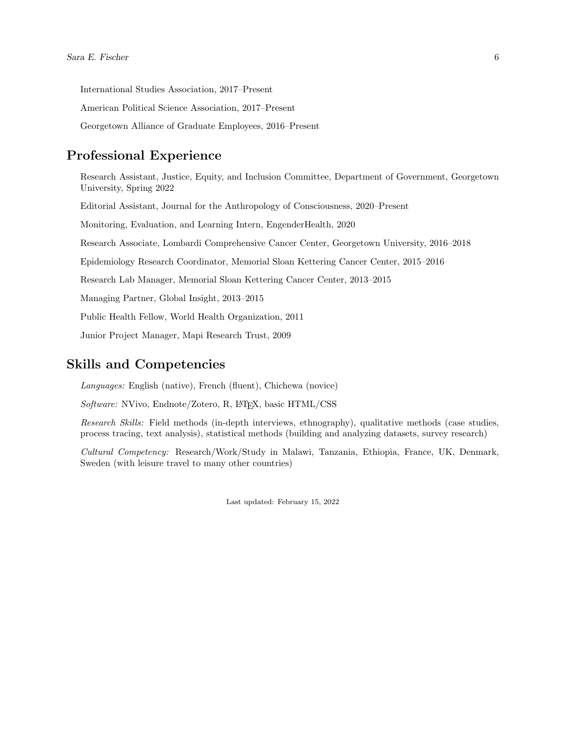International Studies Association, 2017–Present

American Political Science Association, 2017–Present

Georgetown Alliance of Graduate Employees, 2016–Present

## Professional Experience

Research Assistant, Justice, Equity, and Inclusion Committee, Department of Government, Georgetown University, Spring 2022

Editorial Assistant, Journal for the Anthropology of Consciousness, 2020–Present

Monitoring, Evaluation, and Learning Intern, EngenderHealth, 2020

Research Associate, Lombardi Comprehensive Cancer Center, Georgetown University, 2016–2018

Epidemiology Research Coordinator, Memorial Sloan Kettering Cancer Center, 2015–2016

Research Lab Manager, Memorial Sloan Kettering Cancer Center, 2013–2015

Managing Partner, Global Insight, 2013–2015

Public Health Fellow, World Health Organization, 2011

Junior Project Manager, Mapi Research Trust, 2009

## Skills and Competencies

*Languages:* English (native), French (fluent), Chichewa (novice)

*Software:* NVivo, Endnote/Zotero, R, LaTeX, basic HTML/CSS

*Research Skills:* Field methods (in-depth interviews, ethnography), qualitative methods (case studies, process tracing, text analysis), statistical methods (building and analyzing datasets, survey research)

*Cultural Competency:* Research/Work/Study in Malawi, Tanzania, Ethiopia, France, UK, Denmark, Sweden (with leisure travel to many other countries)

Last updated: February 15, 2022